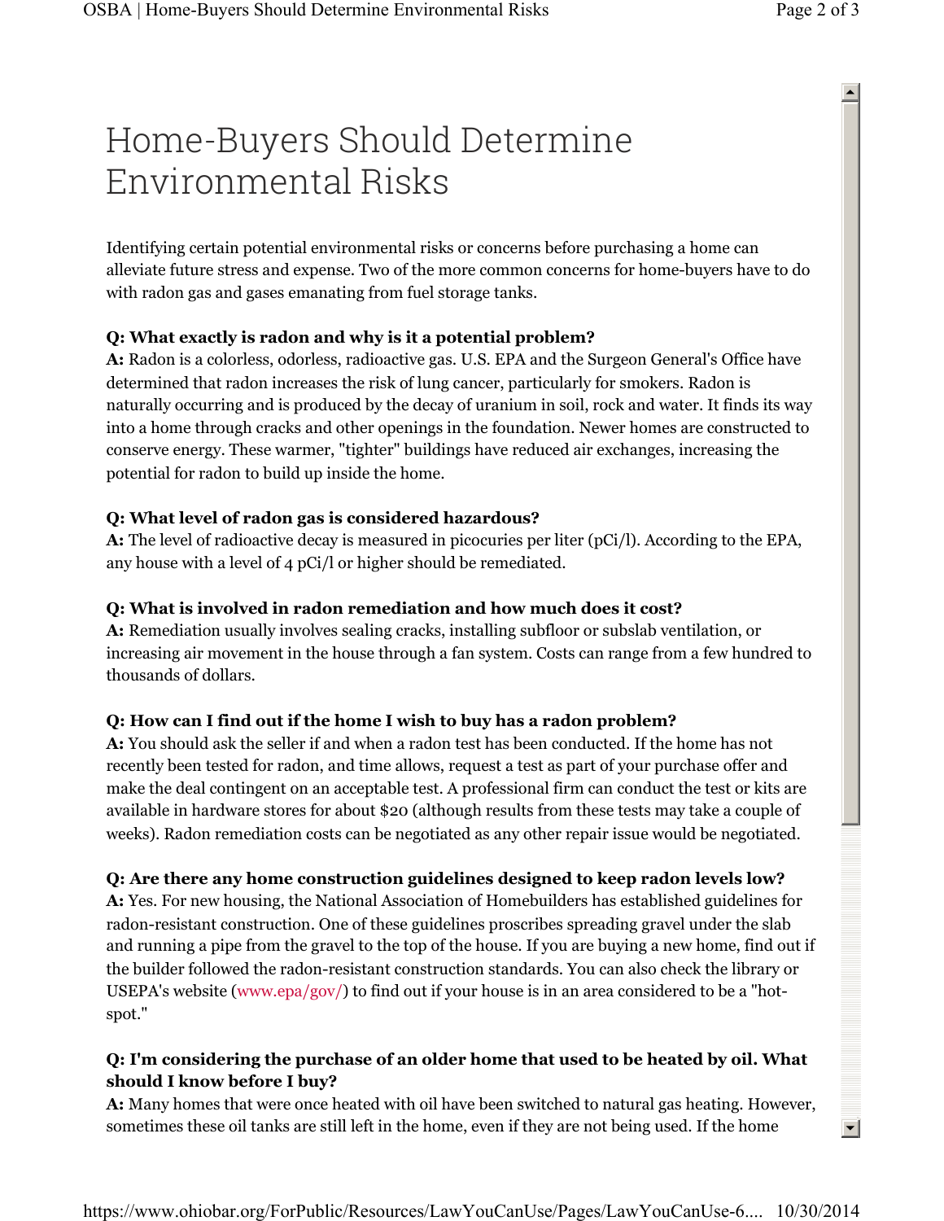# Home-Buyers Should Determine Environmental Risks

Identifying certain potential environmental risks or concerns before purchasing a home can alleviate future stress and expense. Two of the more common concerns for home-buyers have to do with radon gas and gases emanating from fuel storage tanks.

**Q: What exactly is radon and why is it a potential problem?**
**A:** Radon is a colorless, odorless, radioactive gas. U.S. EPA and the Surgeon General's Office have determined that radon increases the risk of lung cancer, particularly for smokers. Radon is naturally occurring and is produced by the decay of uranium in soil, rock and water. It finds its way into a home through cracks and other openings in the foundation. Newer homes are constructed to conserve energy. These warmer, "tighter" buildings have reduced air exchanges, increasing the potential for radon to build up inside the home.

**Q: What level of radon gas is considered hazardous?**
**A:** The level of radioactive decay is measured in picocuries per liter (pCi/l). According to the EPA, any house with a level of 4 pCi/l or higher should be remediated.

**Q: What is involved in radon remediation and how much does it cost?**
**A:** Remediation usually involves sealing cracks, installing subfloor or subslab ventilation, or increasing air movement in the house through a fan system. Costs can range from a few hundred to thousands of dollars.

**Q: How can I find out if the home I wish to buy has a radon problem?**
**A:** You should ask the seller if and when a radon test has been conducted. If the home has not recently been tested for radon, and time allows, request a test as part of your purchase offer and make the deal contingent on an acceptable test. A professional firm can conduct the test or kits are available in hardware stores for about $20 (although results from these tests may take a couple of weeks). Radon remediation costs can be negotiated as any other repair issue would be negotiated.

**Q: Are there any home construction guidelines designed to keep radon levels low?**
**A:** Yes. For new housing, the National Association of Homebuilders has established guidelines for radon-resistant construction. One of these guidelines proscribes spreading gravel under the slab and running a pipe from the gravel to the top of the house. If you are buying a new home, find out if the builder followed the radon-resistant construction standards. You can also check the library or USEPA's website (www.epa/gov/) to find out if your house is in an area considered to be a "hot-spot."

**Q: I'm considering the purchase of an older home that used to be heated by oil. What should I know before I buy?**
**A:** Many homes that were once heated with oil have been switched to natural gas heating. However, sometimes these oil tanks are still left in the home, even if they are not being used. If the home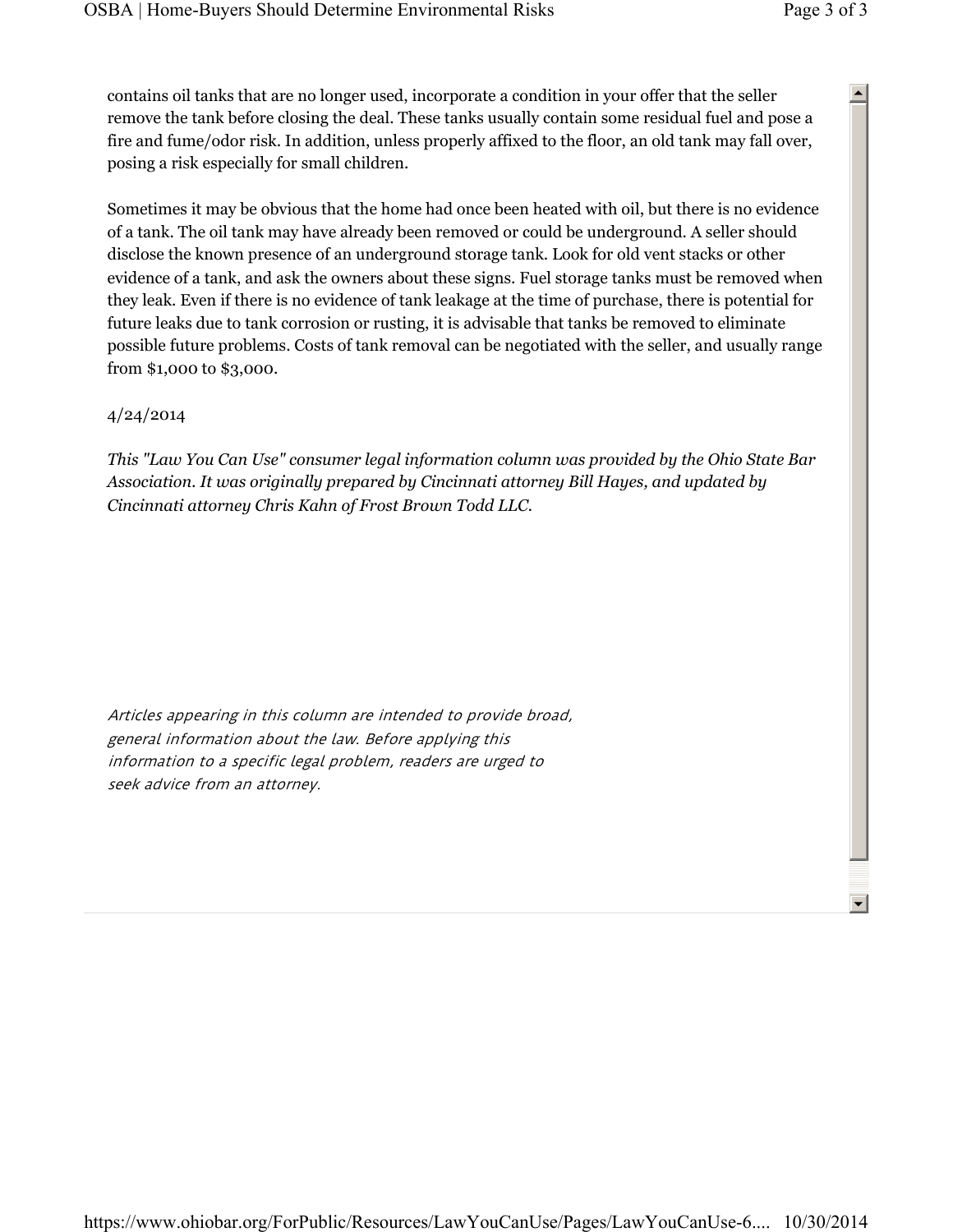contains oil tanks that are no longer used, incorporate a condition in your offer that the seller remove the tank before closing the deal. These tanks usually contain some residual fuel and pose a fire and fume/odor risk. In addition, unless properly affixed to the floor, an old tank may fall over, posing a risk especially for small children.

Sometimes it may be obvious that the home had once been heated with oil, but there is no evidence of a tank. The oil tank may have already been removed or could be underground. A seller should disclose the known presence of an underground storage tank. Look for old vent stacks or other evidence of a tank, and ask the owners about these signs. Fuel storage tanks must be removed when they leak. Even if there is no evidence of tank leakage at the time of purchase, there is potential for future leaks due to tank corrosion or rusting, it is advisable that tanks be removed to eliminate possible future problems. Costs of tank removal can be negotiated with the seller, and usually range from $1,000 to $3,000.

4/24/2014

*This "Law You Can Use" consumer legal information column was provided by the Ohio State Bar Association. It was originally prepared by Cincinnati attorney Bill Hayes, and updated by Cincinnati attorney Chris Kahn of Frost Brown Todd LLC.*

*Articles appearing in this column are intended to provide broad, general information about the law. Before applying this information to a specific legal problem, readers are urged to seek advice from an attorney.*